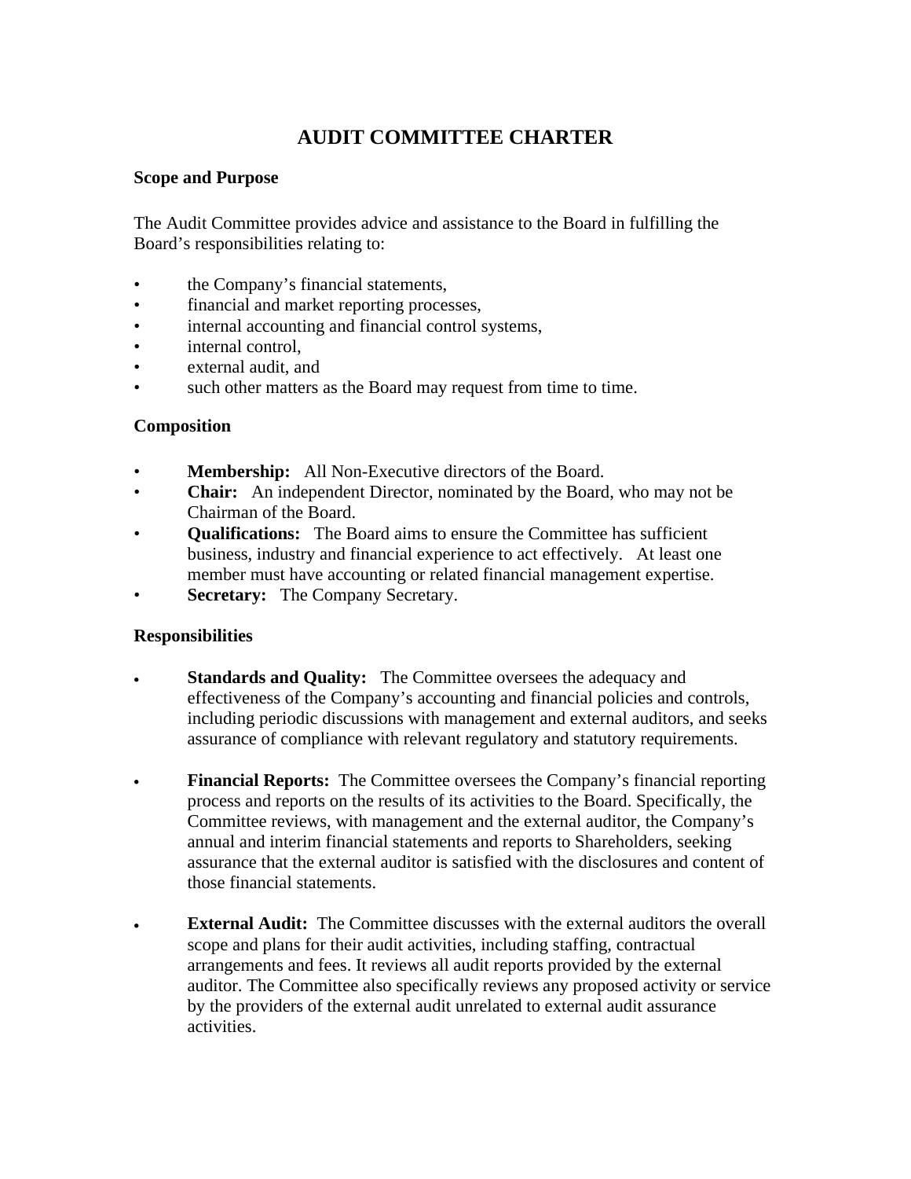# AUDIT COMMITTEE CHARTER

## Scope and Purpose

The Audit Committee provides advice and assistance to the Board in fulfilling the Board's responsibilities relating to:

- the Company's financial statements,
- financial and market reporting processes,
- internal accounting and financial control systems,
- internal control,
- external audit, and
- such other matters as the Board may request from time to time.

## Composition

- **Membership:** All Non-Executive directors of the Board.
- **Chair:** An independent Director, nominated by the Board, who may not be Chairman of the Board.
- **Qualifications:** The Board aims to ensure the Committee has sufficient business, industry and financial experience to act effectively. At least one member must have accounting or related financial management expertise.
- **Secretary:** The Company Secretary.

## Responsibilities

- **Standards and Quality:** The Committee oversees the adequacy and effectiveness of the Company's accounting and financial policies and controls, including periodic discussions with management and external auditors, and seeks assurance of compliance with relevant regulatory and statutory requirements.

- **Financial Reports:** The Committee oversees the Company's financial reporting process and reports on the results of its activities to the Board. Specifically, the Committee reviews, with management and the external auditor, the Company's annual and interim financial statements and reports to Shareholders, seeking assurance that the external auditor is satisfied with the disclosures and content of those financial statements.

- **External Audit:** The Committee discusses with the external auditors the overall scope and plans for their audit activities, including staffing, contractual arrangements and fees. It reviews all audit reports provided by the external auditor. The Committee also specifically reviews any proposed activity or service by the providers of the external audit unrelated to external audit assurance activities.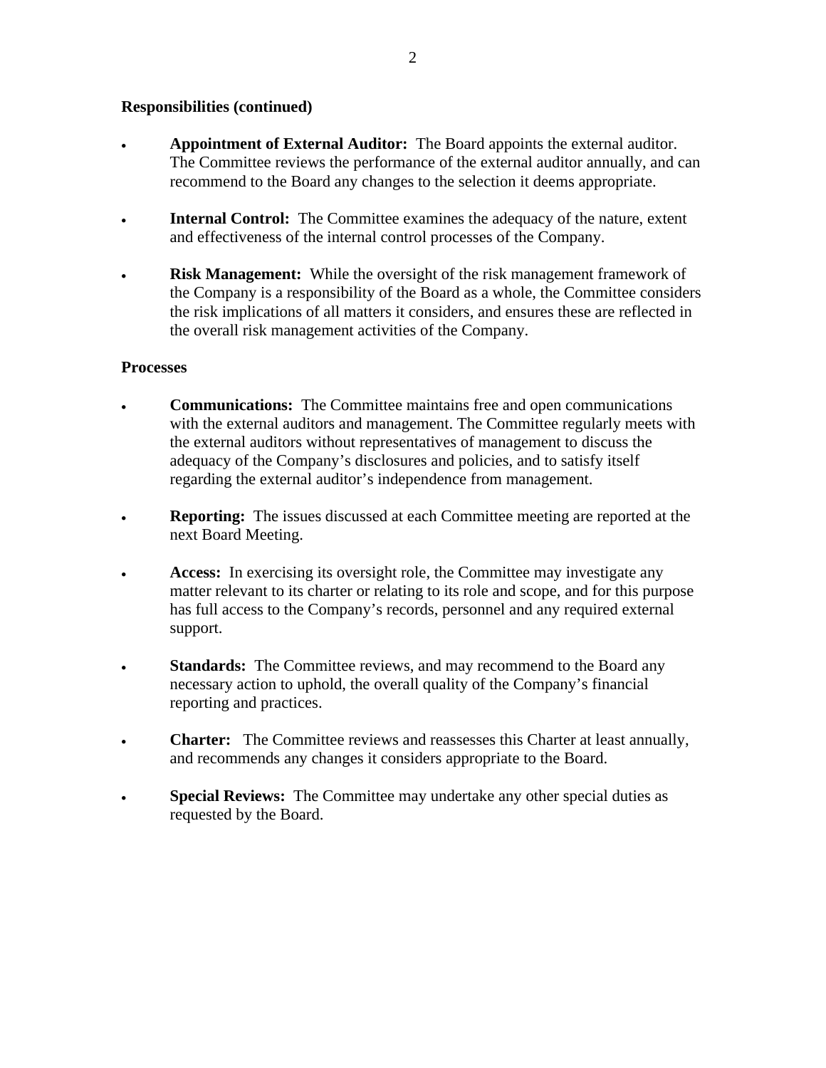**Responsibilities (continued)**

- **Appointment of External Auditor:** The Board appoints the external auditor. The Committee reviews the performance of the external auditor annually, and can recommend to the Board any changes to the selection it deems appropriate.

- **Internal Control:** The Committee examines the adequacy of the nature, extent and effectiveness of the internal control processes of the Company.

- **Risk Management:** While the oversight of the risk management framework of the Company is a responsibility of the Board as a whole, the Committee considers the risk implications of all matters it considers, and ensures these are reflected in the overall risk management activities of the Company.

**Processes**

- **Communications:** The Committee maintains free and open communications with the external auditors and management. The Committee regularly meets with the external auditors without representatives of management to discuss the adequacy of the Company's disclosures and policies, and to satisfy itself regarding the external auditor's independence from management.

- **Reporting:** The issues discussed at each Committee meeting are reported at the next Board Meeting.

- **Access:** In exercising its oversight role, the Committee may investigate any matter relevant to its charter or relating to its role and scope, and for this purpose has full access to the Company's records, personnel and any required external support.

- **Standards:** The Committee reviews, and may recommend to the Board any necessary action to uphold, the overall quality of the Company's financial reporting and practices.

- **Charter:** The Committee reviews and reassesses this Charter at least annually, and recommends any changes it considers appropriate to the Board.

- **Special Reviews:** The Committee may undertake any other special duties as requested by the Board.